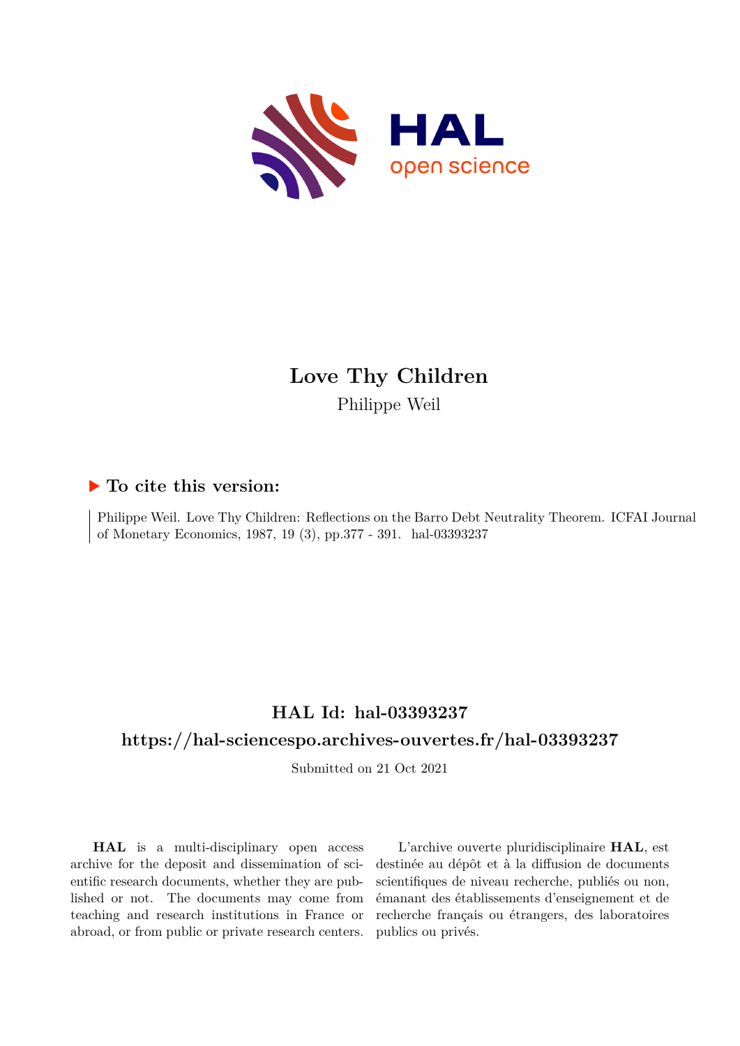# Love Thy Children

Philippe Weil

## ▶ To cite this version:

Philippe Weil. Love Thy Children: Reflections on the Barro Debt Neutrality Theorem. ICFAI Journal of Monetary Economics, 1987, 19 (3), pp.377 - 391. hal-03393237

## HAL Id: hal-03393237

## https://hal-sciencespo.archives-ouvertes.fr/hal-03393237

Submitted on 21 Oct 2021

**HAL** is a multi-disciplinary open access archive for the deposit and dissemination of scientific research documents, whether they are published or not. The documents may come from teaching and research institutions in France or abroad, or from public or private research centers.

L'archive ouverte pluridisciplinaire **HAL**, est destinée au dépôt et à la diffusion de documents scientifiques de niveau recherche, publiés ou non, émanant des établissements d'enseignement et de recherche français ou étrangers, des laboratoires publics ou privés.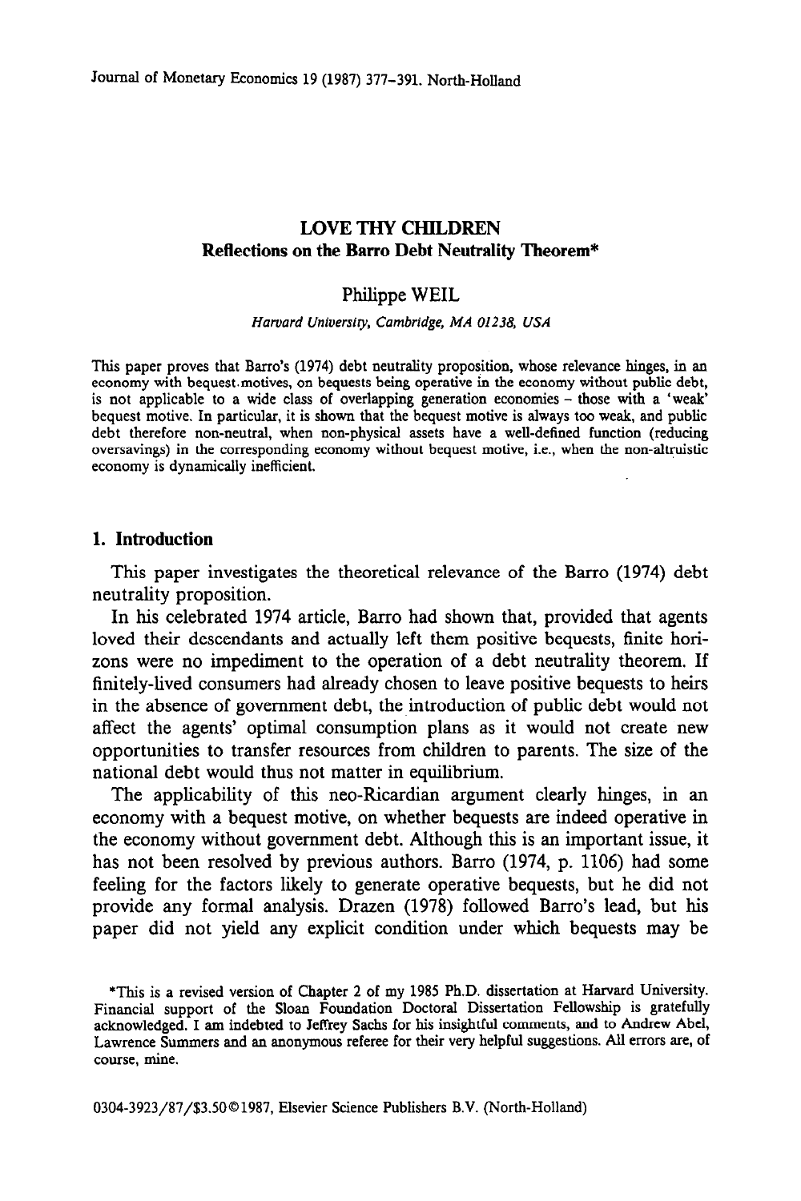# LOVE THY CHILDREN
## Reflections on the Barro Debt Neutrality Theorem*

Philippe WEIL

*Harvard University, Cambridge, MA 01238, USA*

This paper proves that Barro's (1974) debt neutrality proposition, whose relevance hinges, in an economy with bequest motives, on bequests being operative in the economy without public debt, is not applicable to a wide class of overlapping generation economies – those with a 'weak' bequest motive. In particular, it is shown that the bequest motive is always too weak, and public debt therefore non-neutral, when non-physical assets have a well-defined function (reducing oversavings) in the corresponding economy without bequest motive, i.e., when the non-altruistic economy is dynamically inefficient.

## 1. Introduction

This paper investigates the theoretical relevance of the Barro (1974) debt neutrality proposition.

In his celebrated 1974 article, Barro had shown that, provided that agents loved their descendants and actually left them positive bequests, finite horizons were no impediment to the operation of a debt neutrality theorem. If finitely-lived consumers had already chosen to leave positive bequests to heirs in the absence of government debt, the introduction of public debt would not affect the agents' optimal consumption plans as it would not create new opportunities to transfer resources from children to parents. The size of the national debt would thus not matter in equilibrium.

The applicability of this neo-Ricardian argument clearly hinges, in an economy with a bequest motive, on whether bequests are indeed operative in the economy without government debt. Although this is an important issue, it has not been resolved by previous authors. Barro (1974, p. 1106) had some feeling for the factors likely to generate operative bequests, but he did not provide any formal analysis. Drazen (1978) followed Barro's lead, but his paper did not yield any explicit condition under which bequests may be

*This is a revised version of Chapter 2 of my 1985 Ph.D. dissertation at Harvard University. Financial support of the Sloan Foundation Doctoral Dissertation Fellowship is gratefully acknowledged. I am indebted to Jeffrey Sachs for his insightful comments, and to Andrew Abel, Lawrence Summers and an anonymous referee for their very helpful suggestions. All errors are, of course, mine.

0304-3923/87/$3.50©1987, Elsevier Science Publishers B.V. (North-Holland)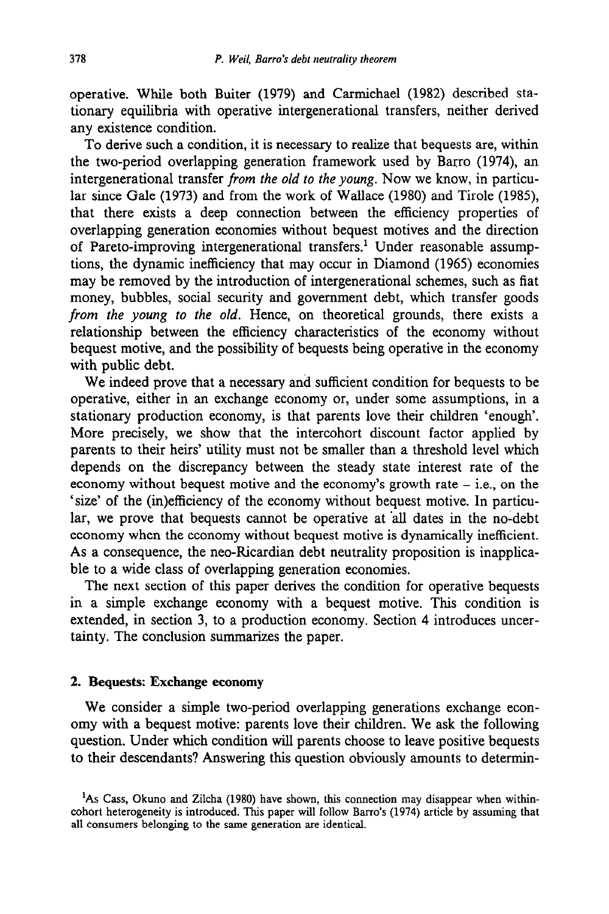operative. While both Buiter (1979) and Carmichael (1982) described stationary equilibria with operative intergenerational transfers, neither derived any existence condition.

To derive such a condition, it is necessary to realize that bequests are, within the two-period overlapping generation framework used by Barro (1974), an intergenerational transfer *from the old to the young*. Now we know, in particular since Gale (1973) and from the work of Wallace (1980) and Tirole (1985), that there exists a deep connection between the efficiency properties of overlapping generation economies without bequest motives and the direction of Pareto-improving intergenerational transfers.[1] Under reasonable assumptions, the dynamic inefficiency that may occur in Diamond (1965) economies may be removed by the introduction of intergenerational schemes, such as fiat money, bubbles, social security and government debt, which transfer goods *from the young to the old*. Hence, on theoretical grounds, there exists a relationship between the efficiency characteristics of the economy without bequest motive, and the possibility of bequests being operative in the economy with public debt.

We indeed prove that a necessary and sufficient condition for bequests to be operative, either in an exchange economy or, under some assumptions, in a stationary production economy, is that parents love their children 'enough'. More precisely, we show that the intercohort discount factor applied by parents to their heirs' utility must not be smaller than a threshold level which depends on the discrepancy between the steady state interest rate of the economy without bequest motive and the economy's growth rate – i.e., on the 'size' of the (in)efficiency of the economy without bequest motive. In particular, we prove that bequests cannot be operative at all dates in the no-debt economy when the economy without bequest motive is dynamically inefficient. As a consequence, the neo-Ricardian debt neutrality proposition is inapplicable to a wide class of overlapping generation economies.

The next section of this paper derives the condition for operative bequests in a simple exchange economy with a bequest motive. This condition is extended, in section 3, to a production economy. Section 4 introduces uncertainty. The conclusion summarizes the paper.

## 2. Bequests: Exchange economy

We consider a simple two-period overlapping generations exchange economy with a bequest motive: parents love their children. We ask the following question. Under which condition will parents choose to leave positive bequests to their descendants? Answering this question obviously amounts to determin-

[1]As Cass, Okuno and Zilcha (1980) have shown, this connection may disappear when within-cohort heterogeneity is introduced. This paper will follow Barro's (1974) article by assuming that all consumers belonging to the same generation are identical.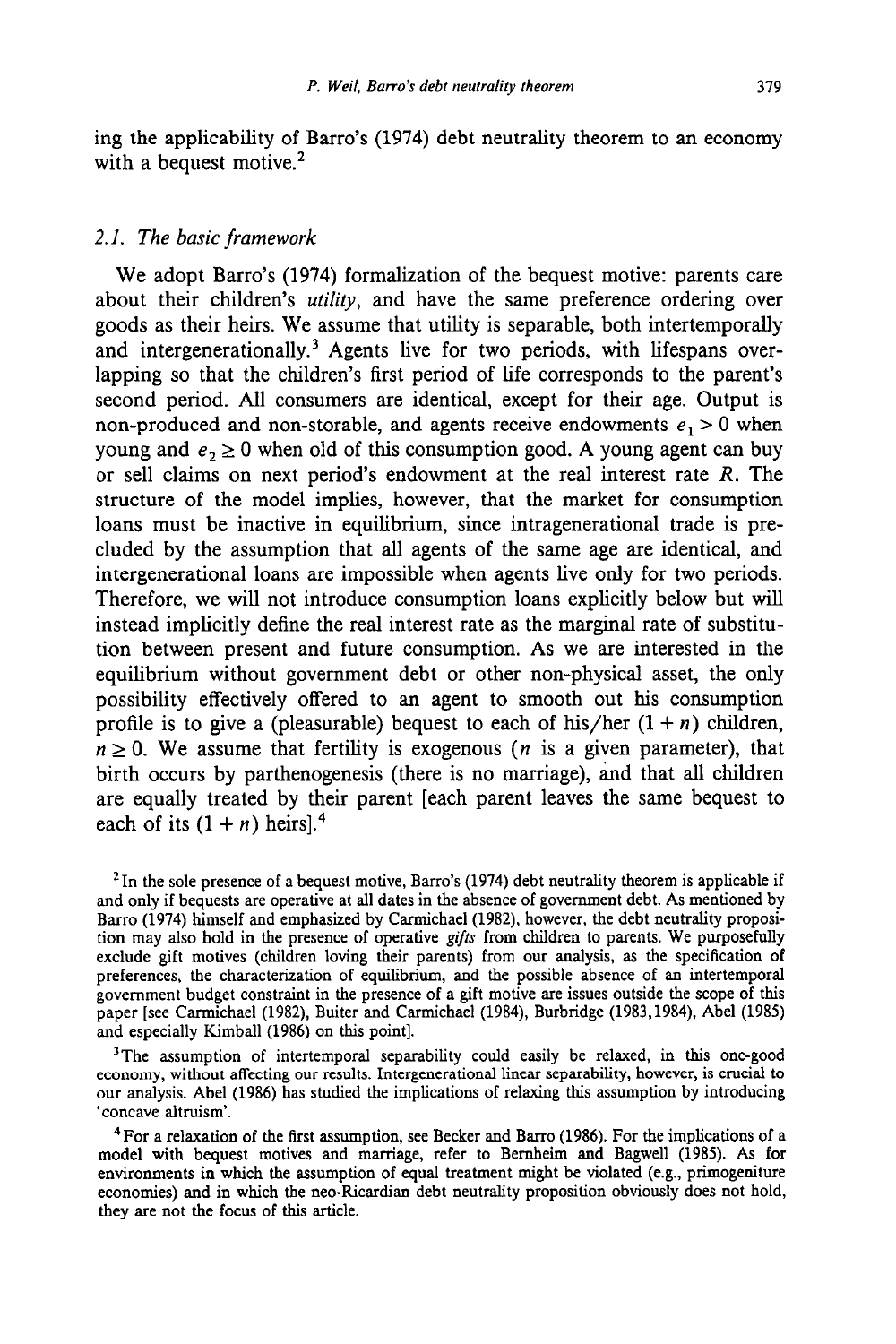ing the applicability of Barro's (1974) debt neutrality theorem to an economy with a bequest motive.[2]

### 2.1. The basic framework

We adopt Barro's (1974) formalization of the bequest motive: parents care about their children's *utility*, and have the same preference ordering over goods as their heirs. We assume that utility is separable, both intertemporally and intergenerationally.[3] Agents live for two periods, with lifespans overlapping so that the children's first period of life corresponds to the parent's second period. All consumers are identical, except for their age. Output is non-produced and non-storable, and agents receive endowments $e_1 > 0$ when young and $e_2 \geq 0$ when old of this consumption good. A young agent can buy or sell claims on next period's endowment at the real interest rate $R$. The structure of the model implies, however, that the market for consumption loans must be inactive in equilibrium, since intragenerational trade is precluded by the assumption that all agents of the same age are identical, and intergenerational loans are impossible when agents live only for two periods. Therefore, we will not introduce consumption loans explicitly below but will instead implicitly define the real interest rate as the marginal rate of substitution between present and future consumption. As we are interested in the equilibrium without government debt or other non-physical asset, the only possibility effectively offered to an agent to smooth out his consumption profile is to give a (pleasurable) bequest to each of his/her $(1+n)$ children, $n \geq 0$. We assume that fertility is exogenous ($n$ is a given parameter), that birth occurs by parthenogenesis (there is no marriage), and that all children are equally treated by their parent [each parent leaves the same bequest to each of its $(1+n)$ heirs].[4]

[2] In the sole presence of a bequest motive, Barro's (1974) debt neutrality theorem is applicable if and only if bequests are operative at all dates in the absence of government debt. As mentioned by Barro (1974) himself and emphasized by Carmichael (1982), however, the debt neutrality proposition may also hold in the presence of operative *gifts* from children to parents. We purposefully exclude gift motives (children loving their parents) from our analysis, as the specification of preferences, the characterization of equilibrium, and the possible absence of an intertemporal government budget constraint in the presence of a gift motive are issues outside the scope of this paper [see Carmichael (1982), Buiter and Carmichael (1984), Burbridge (1983,1984), Abel (1985) and especially Kimball (1986) on this point].

[3] The assumption of intertemporal separability could easily be relaxed, in this one-good economy, without affecting our results. Intergenerational linear separability, however, is crucial to our analysis. Abel (1986) has studied the implications of relaxing this assumption by introducing 'concave altruism'.

[4] For a relaxation of the first assumption, see Becker and Barro (1986). For the implications of a model with bequest motives and marriage, refer to Bernheim and Bagwell (1985). As for environments in which the assumption of equal treatment might be violated (e.g., primogeniture economies) and in which the neo-Ricardian debt neutrality proposition obviously does not hold, they are not the focus of this article.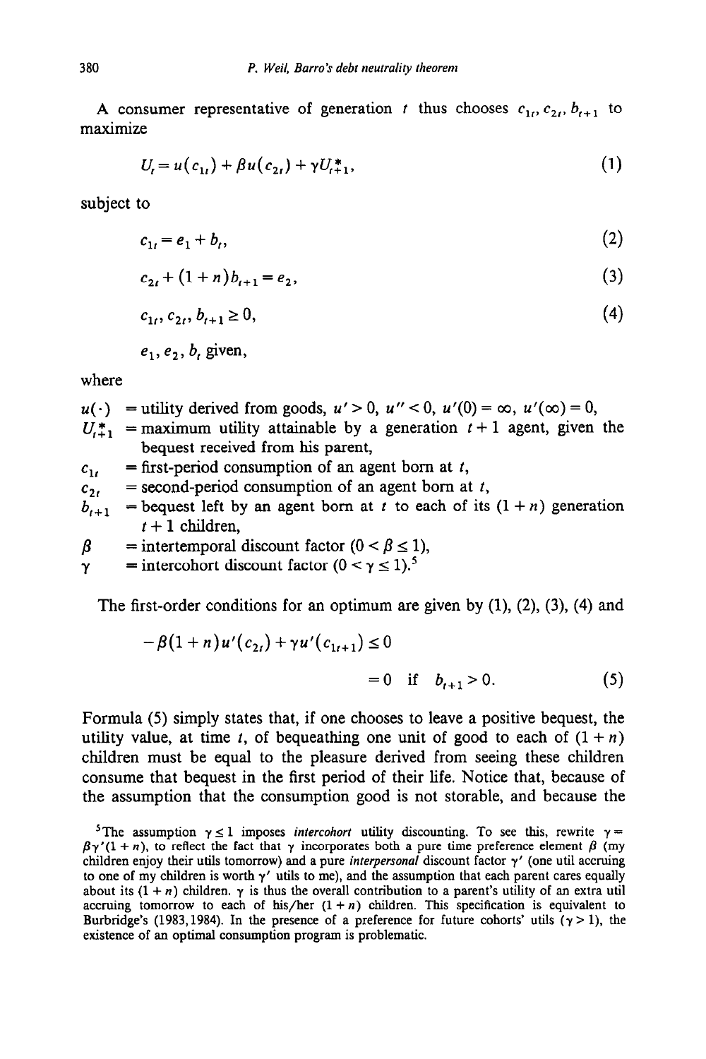A consumer representative of generation $t$ thus chooses $c_{1t}, c_{2t}, b_{t+1}$ to maximize

$$U_t = u(c_{1t}) + \beta u(c_{2t}) + \gamma U^*_{t+1}, \tag{1}$$

subject to

$$c_{1t} = e_1 + b_t, \tag{2}$$

$$c_{2t} + (1+n) b_{t+1} = e_2, \tag{3}$$

$$c_{1t}, c_{2t}, b_{t+1} \geq 0, \tag{4}$$

$$e_1, e_2, b_t \text{ given,}$$

where

$u(\cdot)$ = utility derived from goods, $u' > 0$, $u'' < 0$, $u'(0) = \infty$, $u'(\infty) = 0$,
$U^*_{t+1}$ = maximum utility attainable by a generation $t+1$ agent, given the bequest received from his parent,
$c_{1t}$ = first-period consumption of an agent born at $t$,
$c_{2t}$ = second-period consumption of an agent born at $t$,
$b_{t+1}$ = bequest left by an agent born at $t$ to each of its $(1+n)$ generation $t+1$ children,
$\beta$ = intertemporal discount factor $(0 < \beta \leq 1)$,
$\gamma$ = intercohort discount factor $(0 < \gamma \leq 1)$.[5]

The first-order conditions for an optimum are given by (1), (2), (3), (4) and

$$-\beta(1+n) u'(c_{2t}) + \gamma u'(c_{1t+1}) \leq 0$$
$$= 0 \quad \text{if} \quad b_{t+1} > 0. \tag{5}$$

Formula (5) simply states that, if one chooses to leave a positive bequest, the utility value, at time $t$, of bequeathing one unit of good to each of $(1+n)$ children must be equal to the pleasure derived from seeing these children consume that bequest in the first period of their life. Notice that, because of the assumption that the consumption good is not storable, and because the

[5] The assumption $\gamma \leq 1$ imposes *intercohort* utility discounting. To see this, rewrite $\gamma = \beta\gamma'(1+n)$, to reflect the fact that $\gamma$ incorporates both a pure time preference element $\beta$ (my children enjoy their utils tomorrow) and a pure *interpersonal* discount factor $\gamma'$ (one util accruing to one of my children is worth $\gamma'$ utils to me), and the assumption that each parent cares equally about its $(1+n)$ children. $\gamma$ is thus the overall contribution to a parent's utility of an extra util accruing tomorrow to each of his/her $(1+n)$ children. This specification is equivalent to Burbridge's (1983, 1984). In the presence of a preference for future cohorts' utils $(\gamma > 1)$, the existence of an optimal consumption program is problematic.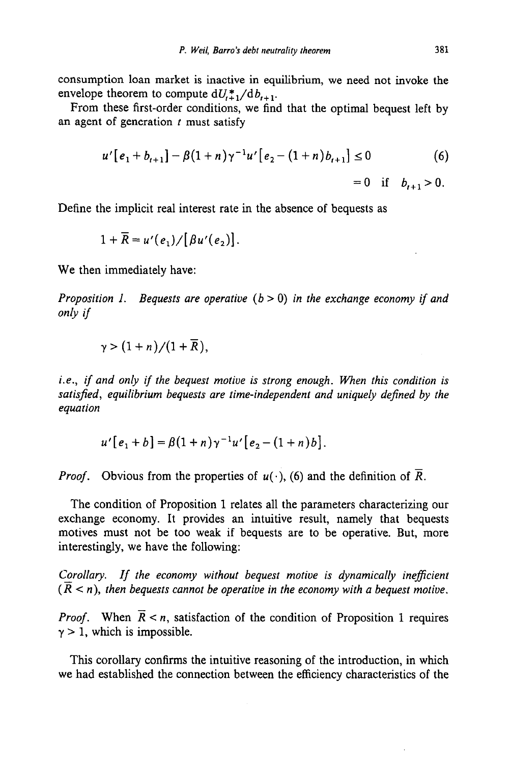consumption loan market is inactive in equilibrium, we need not invoke the envelope theorem to compute $\mathrm{d}U_{t+1}^{*}/\mathrm{d}b_{t+1}$.

From these first-order conditions, we find that the optimal bequest left by an agent of generation $t$ must satisfy

$$u'[e_1 + b_{t+1}] - \beta(1+n)\gamma^{-1}u'[e_2 - (1+n)b_{t+1}] \leq 0 \qquad (6)$$

$$= 0 \quad \text{if} \quad b_{t+1} > 0.$$

Define the implicit real interest rate in the absence of bequests as

$$1 + \bar{R} = u'(e_1)/[\beta u'(e_2)].$$

We then immediately have:

*Proposition 1. Bequests are operative* ($b > 0$) *in the exchange economy if and only if*

$$\gamma > (1+n)/(1+\bar{R}),$$

*i.e., if and only if the bequest motive is strong enough. When this condition is satisfied, equilibrium bequests are time-independent and uniquely defined by the equation*

$$u'[e_1 + b] = \beta(1+n)\gamma^{-1}u'[e_2 - (1+n)b].$$

*Proof.* Obvious from the properties of $u(\cdot)$, (6) and the definition of $\bar{R}$.

The condition of Proposition 1 relates all the parameters characterizing our exchange economy. It provides an intuitive result, namely that bequests motives must not be too weak if bequests are to be operative. But, more interestingly, we have the following:

*Corollary. If the economy without bequest motive is dynamically inefficient* ($\bar{R} < n$), *then bequests cannot be operative in the economy with a bequest motive.*

*Proof.* When $\bar{R} < n$, satisfaction of the condition of Proposition 1 requires $\gamma > 1$, which is impossible.

This corollary confirms the intuitive reasoning of the introduction, in which we had established the connection between the efficiency characteristics of the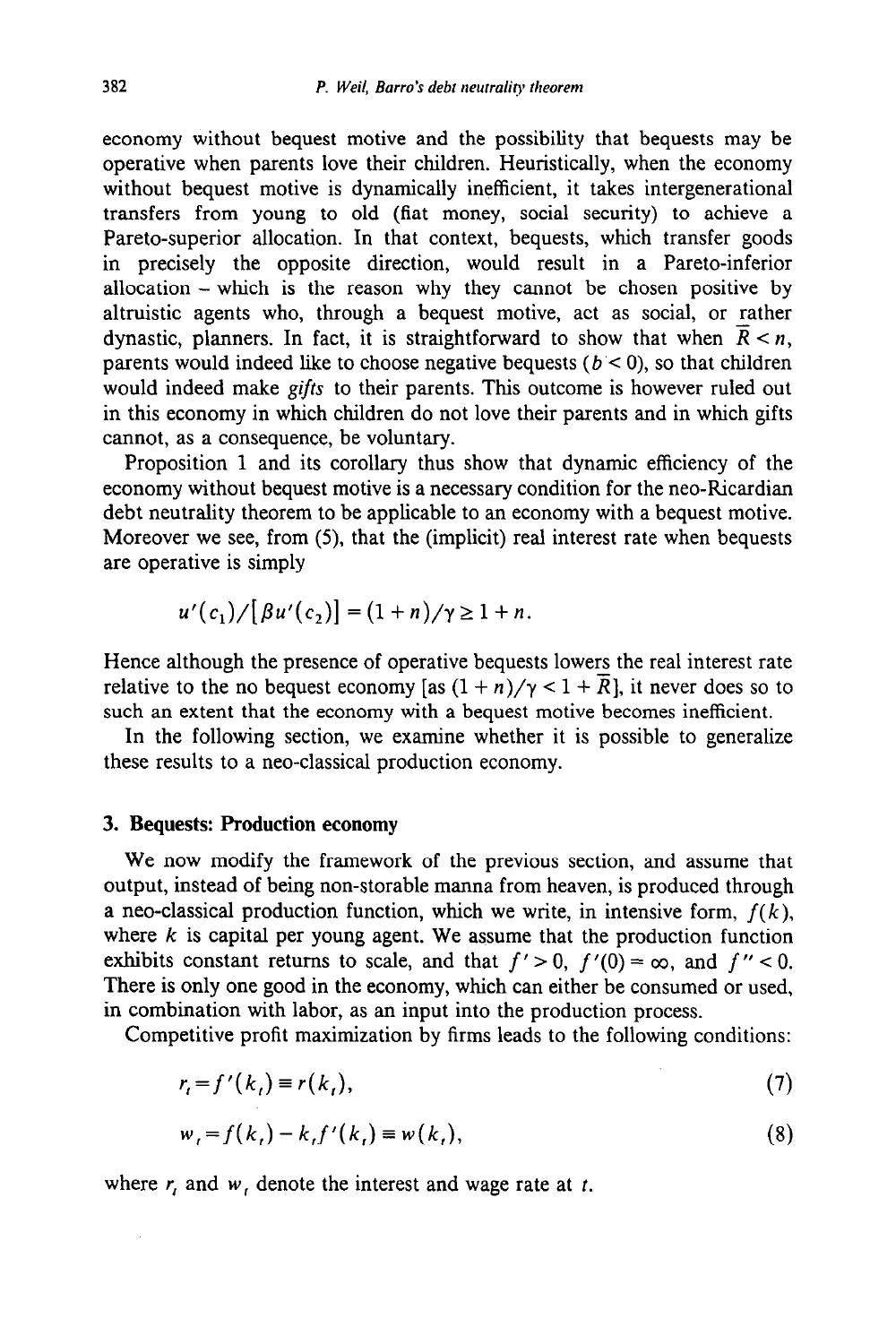economy without bequest motive and the possibility that bequests may be operative when parents love their children. Heuristically, when the economy without bequest motive is dynamically inefficient, it takes intergenerational transfers from young to old (fiat money, social security) to achieve a Pareto-superior allocation. In that context, bequests, which transfer goods in precisely the opposite direction, would result in a Pareto-inferior allocation – which is the reason why they cannot be chosen positive by altruistic agents who, through a bequest motive, act as social, or rather dynastic, planners. In fact, it is straightforward to show that when $\bar{R} < n$, parents would indeed like to choose negative bequests ($b < 0$), so that children would indeed make *gifts* to their parents. This outcome is however ruled out in this economy in which children do not love their parents and in which gifts cannot, as a consequence, be voluntary.

Proposition 1 and its corollary thus show that dynamic efficiency of the economy without bequest motive is a necessary condition for the neo-Ricardian debt neutrality theorem to be applicable to an economy with a bequest motive. Moreover we see, from (5), that the (implicit) real interest rate when bequests are operative is simply

$$u'(c_1)/[\beta u'(c_2)] = (1+n)/\gamma \geq 1+n.$$

Hence although the presence of operative bequests lowers the real interest rate relative to the no bequest economy [as $(1+n)/\gamma < 1+\bar{R}$], it never does so to such an extent that the economy with a bequest motive becomes inefficient.

In the following section, we examine whether it is possible to generalize these results to a neo-classical production economy.

## 3. Bequests: Production economy

We now modify the framework of the previous section, and assume that output, instead of being non-storable manna from heaven, is produced through a neo-classical production function, which we write, in intensive form, $f(k)$, where $k$ is capital per young agent. We assume that the production function exhibits constant returns to scale, and that $f' > 0$, $f'(0) = \infty$, and $f'' < 0$. There is only one good in the economy, which can either be consumed or used, in combination with labor, as an input into the production process.

Competitive profit maximization by firms leads to the following conditions:

$$r_t = f'(k_t) \equiv r(k_t), \tag{7}$$

$$w_t = f(k_t) - k_t f'(k_t) \equiv w(k_t), \tag{8}$$

where $r_t$ and $w_t$ denote the interest and wage rate at $t$.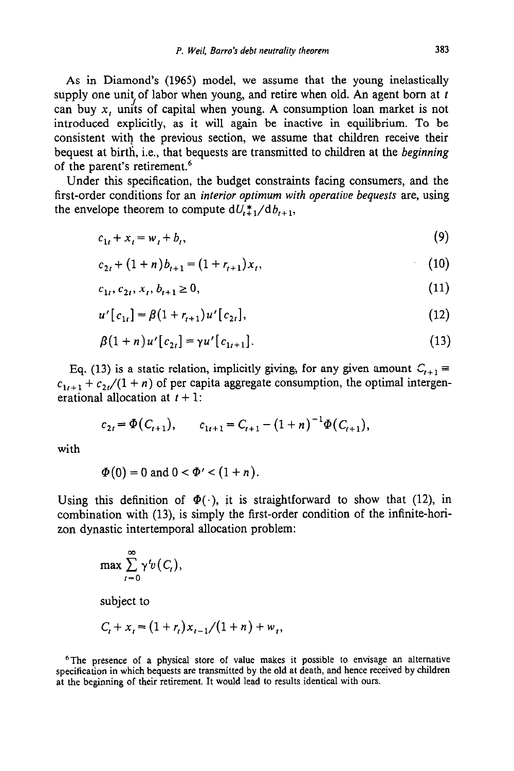As in Diamond's (1965) model, we assume that the young inelastically supply one unit of labor when young, and retire when old. An agent born at $t$ can buy $x_t$ units of capital when young. A consumption loan market is not introduced explicitly, as it will again be inactive in equilibrium. To be consistent with the previous section, we assume that children receive their bequest at birth, i.e., that bequests are transmitted to children at the *beginning* of the parent's retirement.[6]

Under this specification, the budget constraints facing consumers, and the first-order conditions for an *interior optimum with operative bequests* are, using the envelope theorem to compute $\mathrm{d}U_{t+1}^{*}/\mathrm{d}b_{t+1}$,

$$c_{1t} + x_t = w_t + b_t, \tag{9}$$

$$c_{2t} + (1+n)b_{t+1} = (1 + r_{t+1})x_t, \tag{10}$$

$$c_{1t}, c_{2t}, x_t, b_{t+1} \geq 0, \tag{11}$$

$$u'[c_{1t}] = \beta(1 + r_{t+1})u'[c_{2t}], \tag{12}$$

$$\beta(1+n)u'[c_{2t}] = \gamma u'[c_{1t+1}]. \tag{13}$$

Eq. (13) is a static relation, implicitly giving, for any given amount $C_{t+1} \equiv c_{1t+1} + c_{2t}/(1+n)$ of per capita aggregate consumption, the optimal intergenerational allocation at $t+1$:

$$c_{2t} = \Phi(C_{t+1}), \qquad c_{1t+1} = C_{t+1} - (1+n)^{-1}\Phi(C_{t+1}),$$

with

$$\Phi(0) = 0 \text{ and } 0 < \Phi' < (1+n).$$

Using this definition of $\Phi(\cdot)$, it is straightforward to show that (12), in combination with (13), is simply the first-order condition of the infinite-horizon dynastic intertemporal allocation problem:

$$\max \sum_{t=0}^{\infty} \gamma^t v(C_t),$$

subject to

$$C_t + x_t = (1 + r_t)x_{t-1}/(1+n) + w_t,$$

[6] The presence of a physical store of value makes it possible to envisage an alternative specification in which bequests are transmitted by the old at death, and hence received by children at the beginning of their retirement. It would lead to results identical with ours.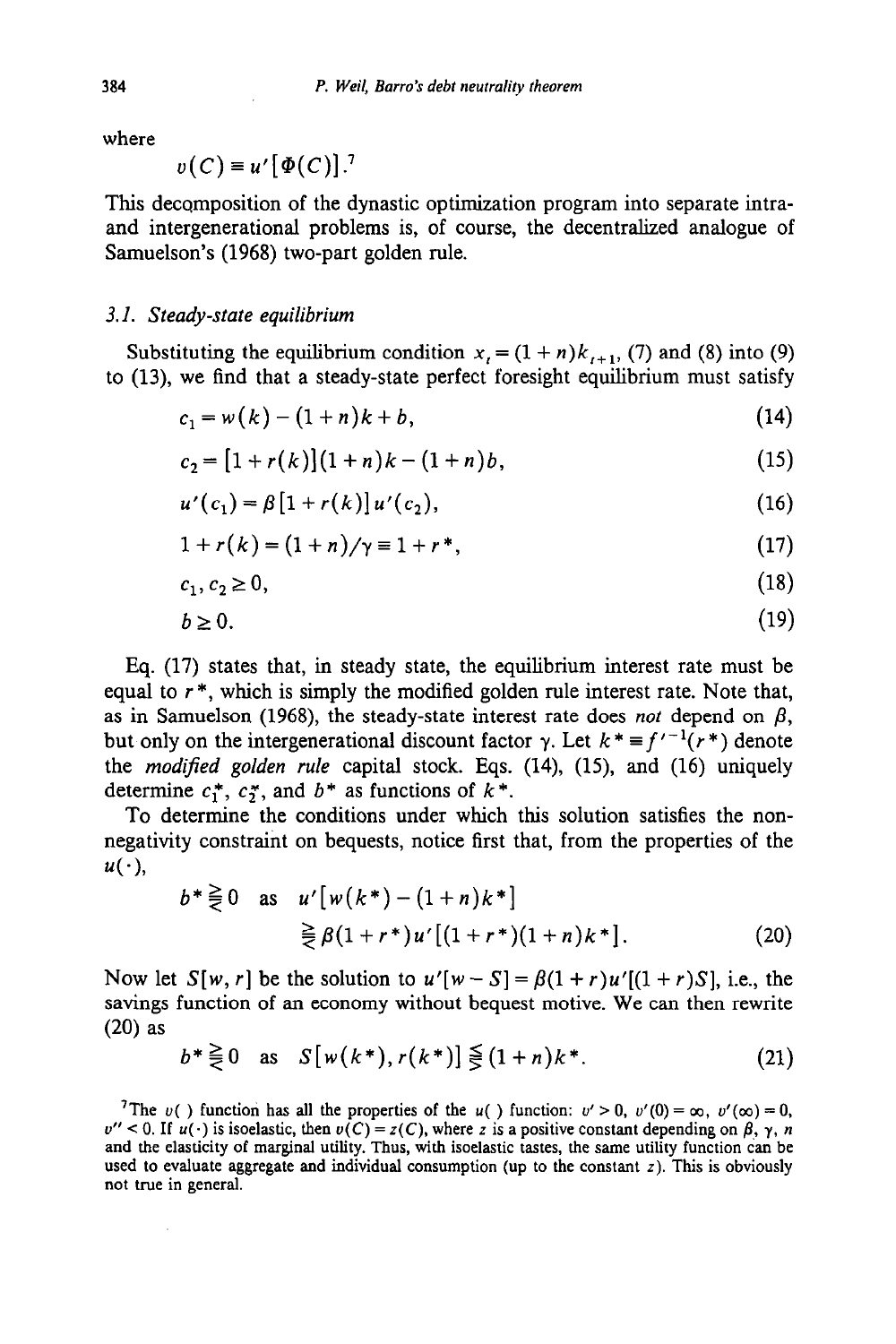where

$$v(C) \equiv u'[\Phi(C)].$$[7]

This decomposition of the dynastic optimization program into separate intra- and intergenerational problems is, of course, the decentralized analogue of Samuelson's (1968) two-part golden rule.

### 3.1. Steady-state equilibrium

Substituting the equilibrium condition $x_t = (1+n)k_{t+1}$, (7) and (8) into (9) to (13), we find that a steady-state perfect foresight equilibrium must satisfy

$$c_1 = w(k) - (1+n)k + b, \tag{14}$$

$$c_2 = [1 + r(k)](1+n)k - (1+n)b, \tag{15}$$

$$u'(c_1) = \beta[1 + r(k)]u'(c_2), \tag{16}$$

$$1 + r(k) = (1+n)/\gamma \equiv 1 + r^*, \tag{17}$$

$$c_1, c_2 \geq 0, \tag{18}$$

$$b \geq 0. \tag{19}$$

Eq. (17) states that, in steady state, the equilibrium interest rate must be equal to $r^*$, which is simply the modified golden rule interest rate. Note that, as in Samuelson (1968), the steady-state interest rate does *not* depend on $\beta$, but only on the intergenerational discount factor $\gamma$. Let $k^* \equiv f'^{-1}(r^*)$ denote the *modified golden rule* capital stock. Eqs. (14), (15), and (16) uniquely determine $c_1^*$, $c_2^*$, and $b^*$ as functions of $k^*$.

To determine the conditions under which this solution satisfies the non-negativity constraint on bequests, notice first that, from the properties of the $u(\cdot)$,

$$b^* \gtreqless 0 \quad \text{as} \quad u'[w(k^*) - (1+n)k^*] \gtreqless \beta(1+r^*)u'[(1+r^*)(1+n)k^*]. \tag{20}$$

Now let $S[w, r]$ be the solution to $u'[w - S] = \beta(1+r)u'[(1+r)S]$, i.e., the savings function of an economy without bequest motive. We can then rewrite (20) as

$$b^* \gtreqless 0 \quad \text{as} \quad S[w(k^*), r(k^*)] \lesseqgtr (1+n)k^*. \tag{21}$$

[7]The $v(\ )$ function has all the properties of the $u(\ )$ function: $v' > 0$, $v'(0) = \infty$, $v'(\infty) = 0$, $v'' < 0$. If $u(\cdot)$ is isoelastic, then $v(C) = z(C)$, where $z$ is a positive constant depending on $\beta$, $\gamma$, $n$ and the elasticity of marginal utility. Thus, with isoelastic tastes, the same utility function can be used to evaluate aggregate and individual consumption (up to the constant $z$). This is obviously not true in general.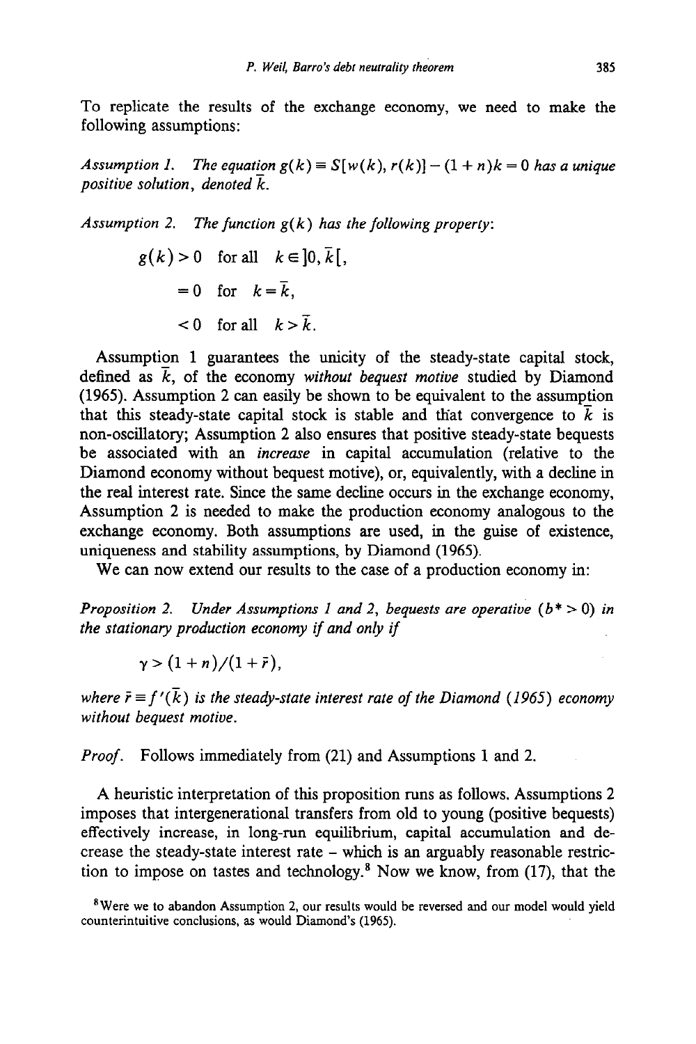To replicate the results of the exchange economy, we need to make the following assumptions:

*Assumption 1.* *The equation* $g(k) \equiv S[w(k), r(k)] - (1+n)k = 0$ *has a unique positive solution, denoted* $\bar{k}$.

*Assumption 2.* *The function* $g(k)$ *has the following property:*

$$
\begin{aligned}
g(k) &> 0 \quad \text{for all} \quad k \in ]0, \bar{k}[, \\
&= 0 \quad \text{for} \quad k = \bar{k}, \\
&< 0 \quad \text{for all} \quad k > \bar{k}.
\end{aligned}
$$

Assumption 1 guarantees the unicity of the steady-state capital stock, defined as $\bar{k}$, of the economy *without bequest motive* studied by Diamond (1965). Assumption 2 can easily be shown to be equivalent to the assumption that this steady-state capital stock is stable and that convergence to $\bar{k}$ is non-oscillatory; Assumption 2 also ensures that positive steady-state bequests be associated with an *increase* in capital accumulation (relative to the Diamond economy without bequest motive), or, equivalently, with a decline in the real interest rate. Since the same decline occurs in the exchange economy, Assumption 2 is needed to make the production economy analogous to the exchange economy. Both assumptions are used, in the guise of existence, uniqueness and stability assumptions, by Diamond (1965).

We can now extend our results to the case of a production economy in:

*Proposition 2.* *Under Assumptions 1 and 2, bequests are operative* ($b^* > 0$) *in the stationary production economy if and only if*

$$\gamma > (1+n)/(1+\bar{r}),$$

*where* $\bar{r} \equiv f'(\bar{k})$ *is the steady-state interest rate of the Diamond (1965) economy without bequest motive.*

*Proof.* Follows immediately from (21) and Assumptions 1 and 2.

A heuristic interpretation of this proposition runs as follows. Assumptions 2 imposes that intergenerational transfers from old to young (positive bequests) effectively increase, in long-run equilibrium, capital accumulation and decrease the steady-state interest rate – which is an arguably reasonable restriction to impose on tastes and technology.[8] Now we know, from (17), that the

[8] Were we to abandon Assumption 2, our results would be reversed and our model would yield counterintuitive conclusions, as would Diamond's (1965).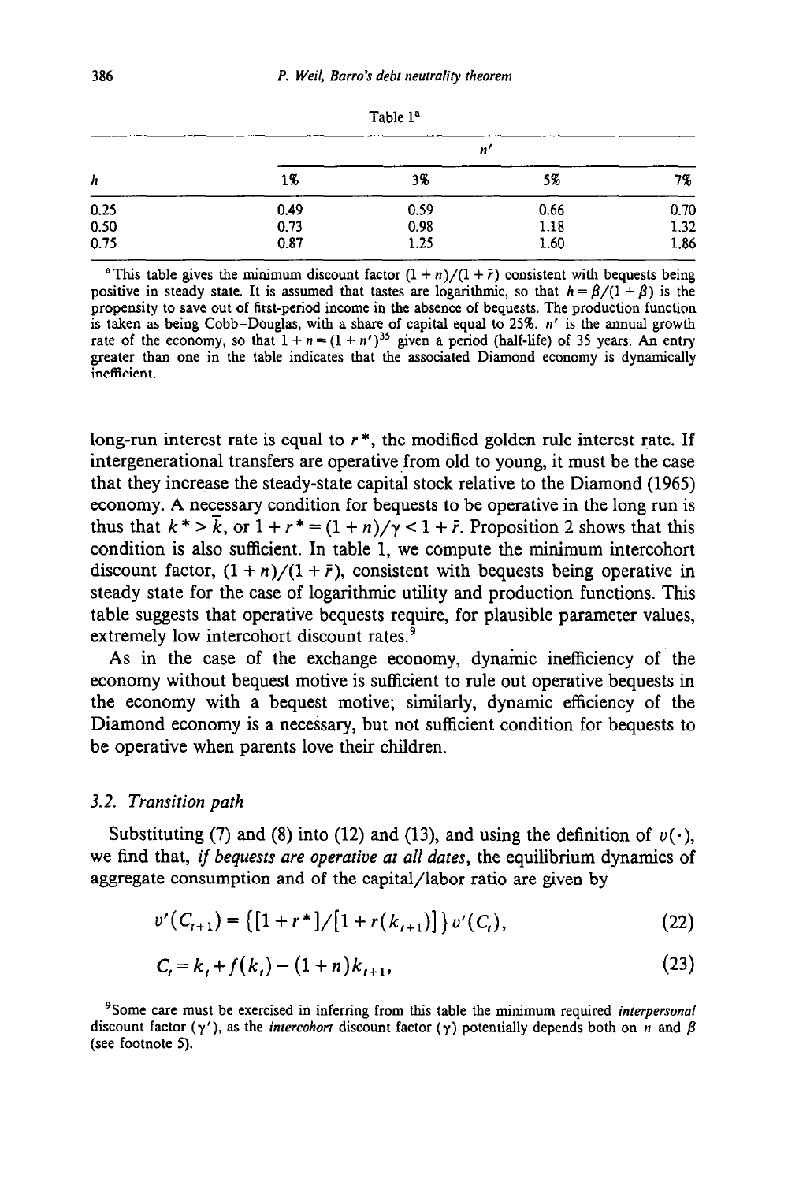Table 1[a]

| $h$ | $n'$ | | | |
|---|---|---|---|---|
| | 1% | 3% | 5% | 7% |
| 0.25 | 0.49 | 0.59 | 0.66 | 0.70 |
| 0.50 | 0.73 | 0.98 | 1.18 | 1.32 |
| 0.75 | 0.87 | 1.25 | 1.60 | 1.86 |

[a] This table gives the minimum discount factor $(1+n)/(1+\bar{r})$ consistent with bequests being positive in steady state. It is assumed that tastes are logarithmic, so that $h=\beta/(1+\beta)$ is the propensity to save out of first-period income in the absence of bequests. The production function is taken as being Cobb–Douglas, with a share of capital equal to 25%. $n'$ is the annual growth rate of the economy, so that $1+n=(1+n')^{35}$ given a period (half-life) of 35 years. An entry greater than one in the table indicates that the associated Diamond economy is dynamically inefficient.

long-run interest rate is equal to $r^*$, the modified golden rule interest rate. If intergenerational transfers are operative from old to young, it must be the case that they increase the steady-state capital stock relative to the Diamond (1965) economy. A necessary condition for bequests to be operative in the long run is thus that $k^* > \bar{k}$, or $1+r^*=(1+n)/\gamma < 1+\bar{r}$. Proposition 2 shows that this condition is also sufficient. In table 1, we compute the minimum intercohort discount factor, $(1+n)/(1+\bar{r})$, consistent with bequests being operative in steady state for the case of logarithmic utility and production functions. This table suggests that operative bequests require, for plausible parameter values, extremely low intercohort discount rates.[9]

As in the case of the exchange economy, dynamic inefficiency of the economy without bequest motive is sufficient to rule out operative bequests in the economy with a bequest motive; similarly, dynamic efficiency of the Diamond economy is a necessary, but not sufficient condition for bequests to be operative when parents love their children.

### 3.2. Transition path

Substituting (7) and (8) into (12) and (13), and using the definition of $v(\cdot)$, we find that, *if bequests are operative at all dates*, the equilibrium dynamics of aggregate consumption and of the capital/labor ratio are given by

$$v'(C_{t+1}) = \{[1+r^*]/[1+r(k_{t+1})]\}\, v'(C_t), \tag{22}$$

$$C_t = k_t + f(k_t) - (1+n)k_{t+1}, \tag{23}$$

[9] Some care must be exercised in inferring from this table the minimum required *interpersonal* discount factor ($\gamma'$), as the *intercohort* discount factor ($\gamma$) potentially depends both on $n$ and $\beta$ (see footnote 5).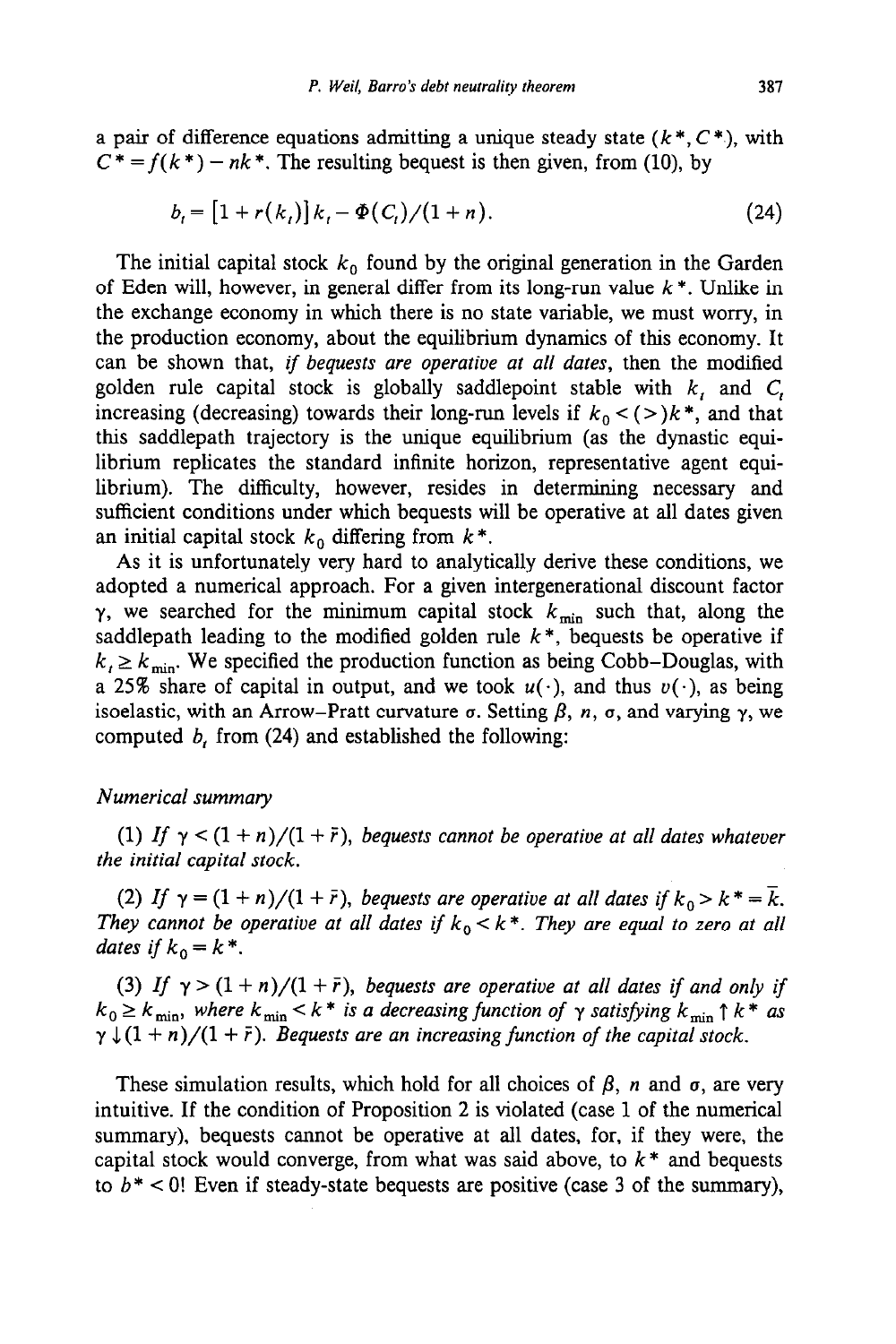a pair of difference equations admitting a unique steady state $(k^*, C^*)$, with $C^* = f(k^*) - nk^*$. The resulting bequest is then given, from (10), by

$$b_t = [1 + r(k_t)]k_t - \Phi(C_t)/(1+n). \tag{24}$$

The initial capital stock $k_0$ found by the original generation in the Garden of Eden will, however, in general differ from its long-run value $k^*$. Unlike in the exchange economy in which there is no state variable, we must worry, in the production economy, about the equilibrium dynamics of this economy. It can be shown that, *if bequests are operative at all dates*, then the modified golden rule capital stock is globally saddlepoint stable with $k_t$ and $C_t$ increasing (decreasing) towards their long-run levels if $k_0 < (>) k^*$, and that this saddlepath trajectory is the unique equilibrium (as the dynastic equilibrium replicates the standard infinite horizon, representative agent equilibrium). The difficulty, however, resides in determining necessary and sufficient conditions under which bequests will be operative at all dates given an initial capital stock $k_0$ differing from $k^*$.

As it is unfortunately very hard to analytically derive these conditions, we adopted a numerical approach. For a given intergenerational discount factor $\gamma$, we searched for the minimum capital stock $k_{\min}$ such that, along the saddlepath leading to the modified golden rule $k^*$, bequests be operative if $k_t \geq k_{\min}$. We specified the production function as being Cobb–Douglas, with a 25% share of capital in output, and we took $u(\cdot)$, and thus $v(\cdot)$, as being isoelastic, with an Arrow–Pratt curvature $\sigma$. Setting $\beta$, $n$, $\sigma$, and varying $\gamma$, we computed $b_t$ from (24) and established the following:

*Numerical summary*

(1) *If* $\gamma < (1+n)/(1+\bar{r})$, *bequests cannot be operative at all dates whatever the initial capital stock.*

(2) *If* $\gamma = (1+n)/(1+\bar{r})$, *bequests are operative at all dates if* $k_0 > k^* = \bar{k}$. *They cannot be operative at all dates if* $k_0 < k^*$. *They are equal to zero at all dates if* $k_0 = k^*$.

(3) *If* $\gamma > (1+n)/(1+\bar{r})$, *bequests are operative at all dates if and only if* $k_0 \geq k_{\min}$, *where* $k_{\min} < k^*$ *is a decreasing function of* $\gamma$ *satisfying* $k_{\min} \uparrow k^*$ *as* $\gamma \downarrow (1+n)/(1+\bar{r})$. *Bequests are an increasing function of the capital stock.*

These simulation results, which hold for all choices of $\beta$, $n$ and $\sigma$, are very intuitive. If the condition of Proposition 2 is violated (case 1 of the numerical summary), bequests cannot be operative at all dates, for, if they were, the capital stock would converge, from what was said above, to $k^*$ and bequests to $b^* < 0$! Even if steady-state bequests are positive (case 3 of the summary),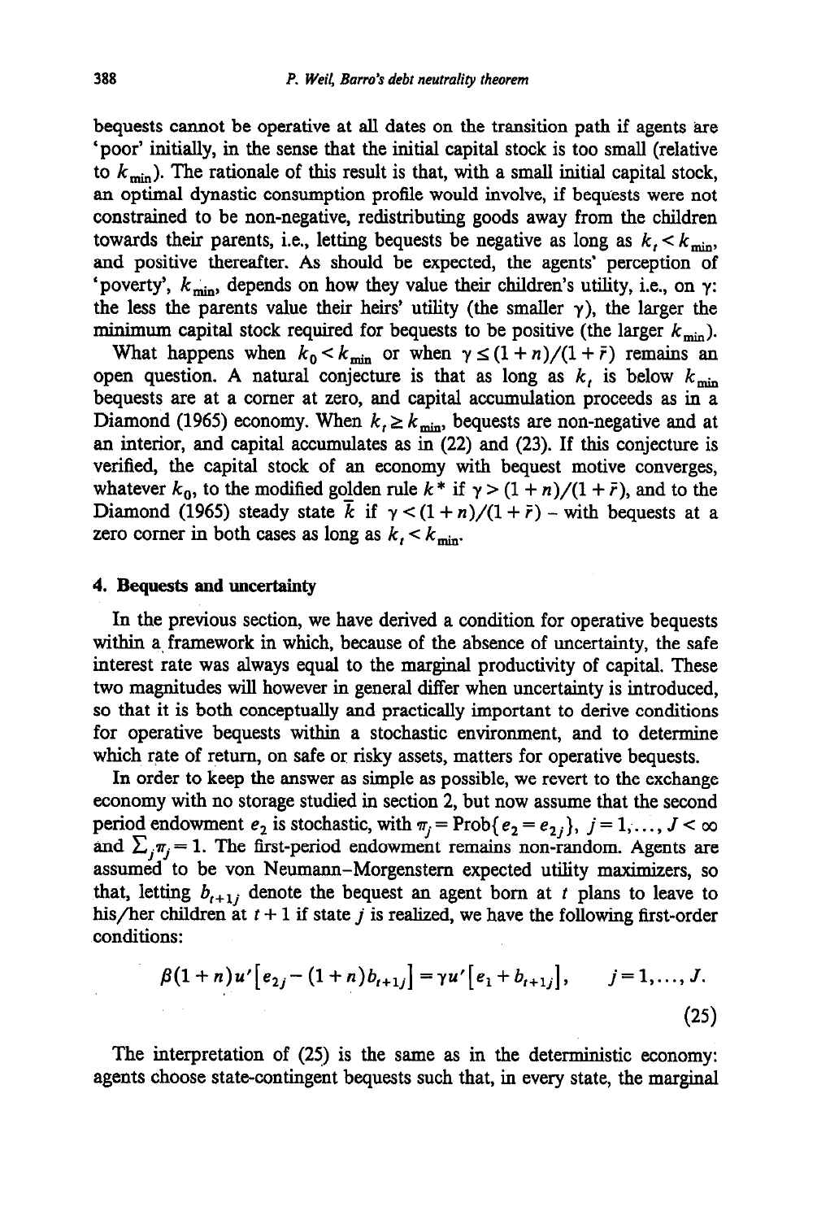bequests cannot be operative at all dates on the transition path if agents are 'poor' initially, in the sense that the initial capital stock is too small (relative to $k_{\min}$). The rationale of this result is that, with a small initial capital stock, an optimal dynastic consumption profile would involve, if bequests were not constrained to be non-negative, redistributing goods away from the children towards their parents, i.e., letting bequests be negative as long as $k_t < k_{\min}$, and positive thereafter. As should be expected, the agents' perception of 'poverty', $k_{\min}$, depends on how they value their children's utility, i.e., on $\gamma$: the less the parents value their heirs' utility (the smaller $\gamma$), the larger the minimum capital stock required for bequests to be positive (the larger $k_{\min}$).

What happens when $k_0 < k_{\min}$ or when $\gamma \leq (1+n)/(1+\bar{r})$ remains an open question. A natural conjecture is that as long as $k_t$ is below $k_{\min}$ bequests are at a corner at zero, and capital accumulation proceeds as in a Diamond (1965) economy. When $k_t \geq k_{\min}$, bequests are non-negative and at an interior, and capital accumulates as in (22) and (23). If this conjecture is verified, the capital stock of an economy with bequest motive converges, whatever $k_0$, to the modified golden rule $k^*$ if $\gamma > (1+n)/(1+\bar{r})$, and to the Diamond (1965) steady state $\bar{k}$ if $\gamma < (1+n)/(1+\bar{r})$ – with bequests at a zero corner in both cases as long as $k_t < k_{\min}$.

## 4. Bequests and uncertainty

In the previous section, we have derived a condition for operative bequests within a framework in which, because of the absence of uncertainty, the safe interest rate was always equal to the marginal productivity of capital. These two magnitudes will however in general differ when uncertainty is introduced, so that it is both conceptually and practically important to derive conditions for operative bequests within a stochastic environment, and to determine which rate of return, on safe or risky assets, matters for operative bequests.

In order to keep the answer as simple as possible, we revert to the exchange economy with no storage studied in section 2, but now assume that the second period endowment $e_2$ is stochastic, with $\pi_j = \text{Prob}\{e_2 = e_{2j}\}$, $j = 1, \ldots, J < \infty$ and $\sum_j \pi_j = 1$. The first-period endowment remains non-random. Agents are assumed to be von Neumann–Morgenstern expected utility maximizers, so that, letting $b_{t+1j}$ denote the bequest an agent born at $t$ plans to leave to his/her children at $t+1$ if state $j$ is realized, we have the following first-order conditions:

$$\beta(1+n)u'\left[e_{2j} - (1+n)b_{t+1j}\right] = \gamma u'\left[e_1 + b_{t+1j}\right], \qquad j = 1, \ldots, J. \tag{25}$$

The interpretation of (25) is the same as in the deterministic economy: agents choose state-contingent bequests such that, in every state, the marginal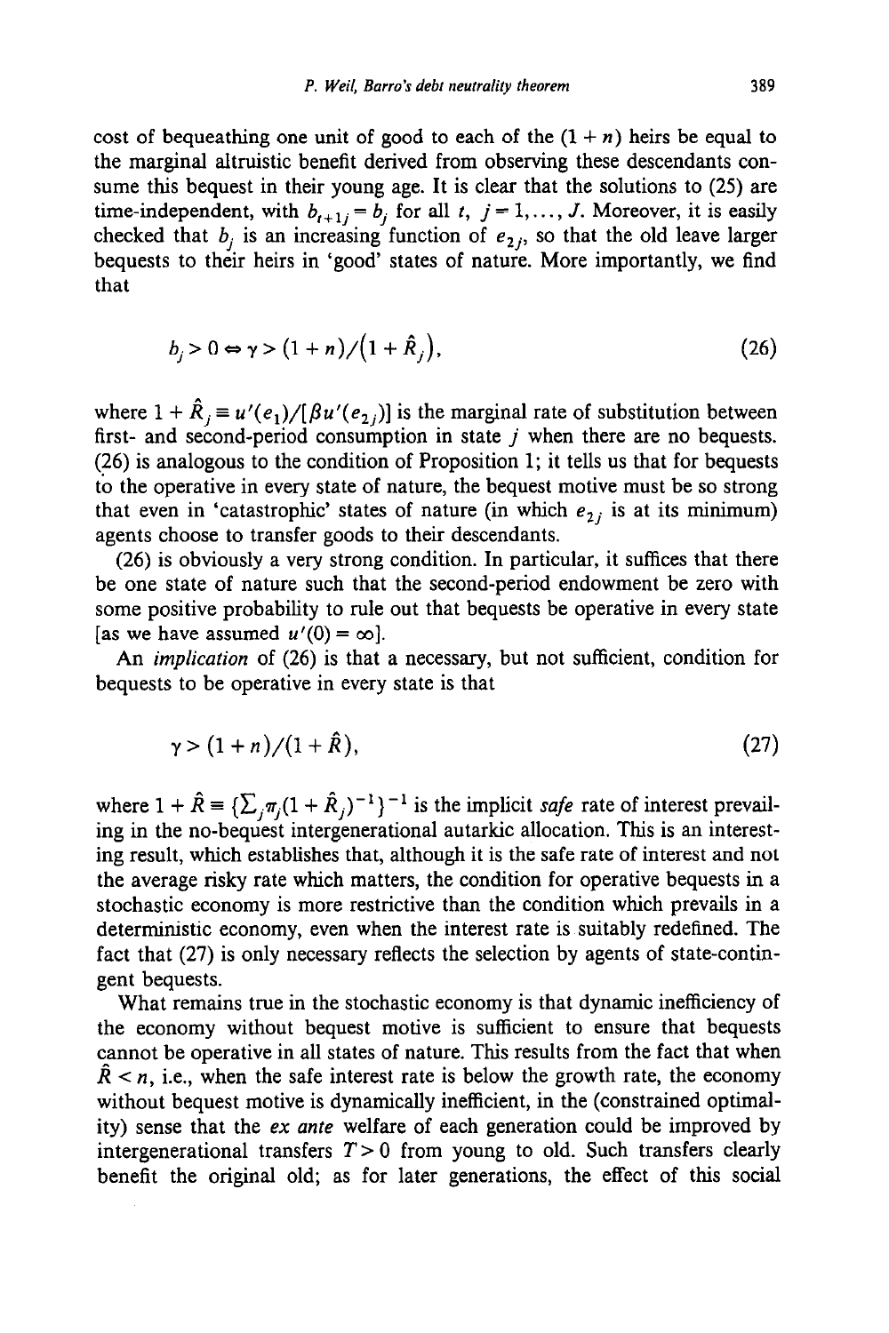cost of bequeathing one unit of good to each of the $(1 + n)$ heirs be equal to the marginal altruistic benefit derived from observing these descendants consume this bequest in their young age. It is clear that the solutions to (25) are time-independent, with $b_{t+1j} = b_j$ for all $t$, $j = 1, \ldots, J$. Moreover, it is easily checked that $b_j$ is an increasing function of $e_{2j}$, so that the old leave larger bequests to their heirs in 'good' states of nature. More importantly, we find that

$$b_j > 0 \Leftrightarrow \gamma > (1 + n)/(1 + \hat{R}_j), \tag{26}$$

where $1 + \hat{R}_j \equiv u'(e_1)/[\beta u'(e_{2j})]$ is the marginal rate of substitution between first- and second-period consumption in state $j$ when there are no bequests. (26) is analogous to the condition of Proposition 1; it tells us that for bequests to the operative in every state of nature, the bequest motive must be so strong that even in 'catastrophic' states of nature (in which $e_{2j}$ is at its minimum) agents choose to transfer goods to their descendants.

(26) is obviously a very strong condition. In particular, it suffices that there be one state of nature such that the second-period endowment be zero with some positive probability to rule out that bequests be operative in every state [as we have assumed $u'(0) = \infty$].

An *implication* of (26) is that a necessary, but not sufficient, condition for bequests to be operative in every state is that

$$\gamma > (1 + n)/(1 + \hat{R}), \tag{27}$$

where $1 + \hat{R} \equiv \{\sum_j \pi_j (1 + \hat{R}_j)^{-1}\}^{-1}$ is the implicit *safe* rate of interest prevailing in the no-bequest intergenerational autarkic allocation. This is an interesting result, which establishes that, although it is the safe rate of interest and not the average risky rate which matters, the condition for operative bequests in a stochastic economy is more restrictive than the condition which prevails in a deterministic economy, even when the interest rate is suitably redefined. The fact that (27) is only necessary reflects the selection by agents of state-contingent bequests.

What remains true in the stochastic economy is that dynamic inefficiency of the economy without bequest motive is sufficient to ensure that bequests cannot be operative in all states of nature. This results from the fact that when $\hat{R} < n$, i.e., when the safe interest rate is below the growth rate, the economy without bequest motive is dynamically inefficient, in the (constrained optimality) sense that the *ex ante* welfare of each generation could be improved by intergenerational transfers $T > 0$ from young to old. Such transfers clearly benefit the original old; as for later generations, the effect of this social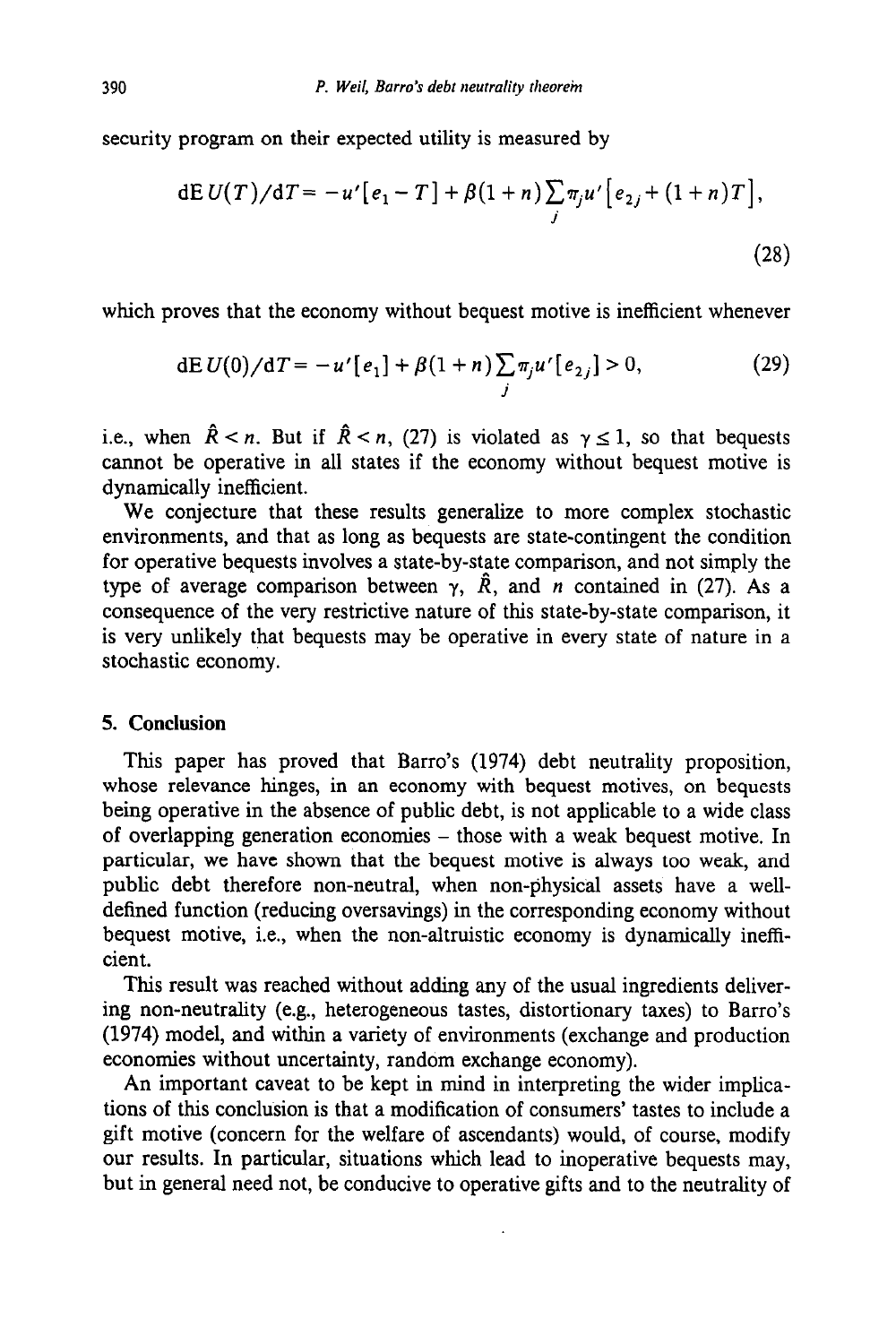security program on their expected utility is measured by

$$\mathrm{d}\mathrm{E}\,U(T)/\mathrm{d}T = -u'[e_1 - T] + \beta(1+n)\sum_j \pi_j u'\left[e_{2j} + (1+n)T\right], \tag{28}$$

which proves that the economy without bequest motive is inefficient whenever

$$\mathrm{d}\mathrm{E}\,U(0)/\mathrm{d}T = -u'[e_1] + \beta(1+n)\sum_j \pi_j u'[e_{2j}] > 0, \tag{29}$$

i.e., when $\hat{R} < n$. But if $\hat{R} < n$, (27) is violated as $\gamma \leq 1$, so that bequests cannot be operative in all states if the economy without bequest motive is dynamically inefficient.

We conjecture that these results generalize to more complex stochastic environments, and that as long as bequests are state-contingent the condition for operative bequests involves a state-by-state comparison, and not simply the type of average comparison between $\gamma$, $\hat{R}$, and $n$ contained in (27). As a consequence of the very restrictive nature of this state-by-state comparison, it is very unlikely that bequests may be operative in every state of nature in a stochastic economy.

## 5. Conclusion

This paper has proved that Barro's (1974) debt neutrality proposition, whose relevance hinges, in an economy with bequest motives, on bequests being operative in the absence of public debt, is not applicable to a wide class of overlapping generation economies – those with a weak bequest motive. In particular, we have shown that the bequest motive is always too weak, and public debt therefore non-neutral, when non-physical assets have a well-defined function (reducing oversavings) in the corresponding economy without bequest motive, i.e., when the non-altruistic economy is dynamically inefficient.

This result was reached without adding any of the usual ingredients delivering non-neutrality (e.g., heterogeneous tastes, distortionary taxes) to Barro's (1974) model, and within a variety of environments (exchange and production economies without uncertainty, random exchange economy).

An important caveat to be kept in mind in interpreting the wider implications of this conclusion is that a modification of consumers' tastes to include a gift motive (concern for the welfare of ascendants) would, of course, modify our results. In particular, situations which lead to inoperative bequests may, but in general need not, be conducive to operative gifts and to the neutrality of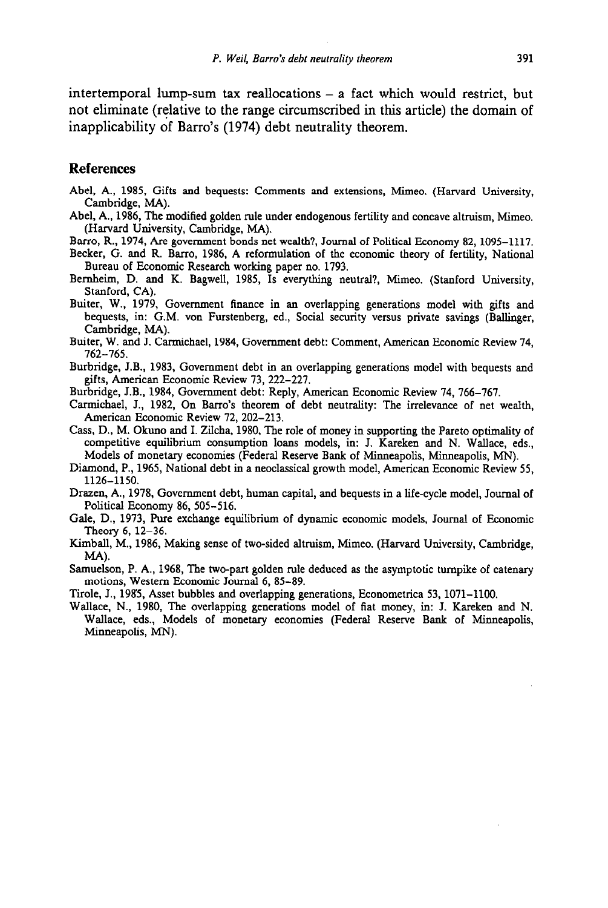intertemporal lump-sum tax reallocations – a fact which would restrict, but not eliminate (relative to the range circumscribed in this article) the domain of inapplicability of Barro's (1974) debt neutrality theorem.

## References

Abel, A., 1985, Gifts and bequests: Comments and extensions, Mimeo. (Harvard University, Cambridge, MA).

Abel, A., 1986, The modified golden rule under endogenous fertility and concave altruism, Mimeo. (Harvard University, Cambridge, MA).

Barro, R., 1974, Are government bonds net wealth?, Journal of Political Economy 82, 1095–1117.

Becker, G. and R. Barro, 1986, A reformulation of the economic theory of fertility, National Bureau of Economic Research working paper no. 1793.

Bernheim, D. and K. Bagwell, 1985, Is everything neutral?, Mimeo. (Stanford University, Stanford, CA).

Buiter, W., 1979, Government finance in an overlapping generations model with gifts and bequests, in: G.M. von Furstenberg, ed., Social security versus private savings (Ballinger, Cambridge, MA).

Buiter, W. and J. Carmichael, 1984, Government debt: Comment, American Economic Review 74, 762–765.

Burbridge, J.B., 1983, Government debt in an overlapping generations model with bequests and gifts, American Economic Review 73, 222–227.

Burbridge, J.B., 1984, Government debt: Reply, American Economic Review 74, 766–767.

Carmichael, J., 1982, On Barro's theorem of debt neutrality: The irrelevance of net wealth, American Economic Review 72, 202–213.

Cass, D., M. Okuno and I. Zilcha, 1980, The role of money in supporting the Pareto optimality of competitive equilibrium consumption loans models, in: J. Kareken and N. Wallace, eds., Models of monetary economies (Federal Reserve Bank of Minneapolis, Minneapolis, MN).

Diamond, P., 1965, National debt in a neoclassical growth model, American Economic Review 55, 1126–1150.

Drazen, A., 1978, Government debt, human capital, and bequests in a life-cycle model, Journal of Political Economy 86, 505–516.

Gale, D., 1973, Pure exchange equilibrium of dynamic economic models, Journal of Economic Theory 6, 12–36.

Kimball, M., 1986, Making sense of two-sided altruism, Mimeo. (Harvard University, Cambridge, MA).

Samuelson, P. A., 1968, The two-part golden rule deduced as the asymptotic turnpike of catenary motions, Western Economic Journal 6, 85–89.

Tirole, J., 1985, Asset bubbles and overlapping generations, Econometrica 53, 1071–1100.

Wallace, N., 1980, The overlapping generations model of fiat money, in: J. Kareken and N. Wallace, eds., Models of monetary economies (Federal Reserve Bank of Minneapolis, Minneapolis, MN).